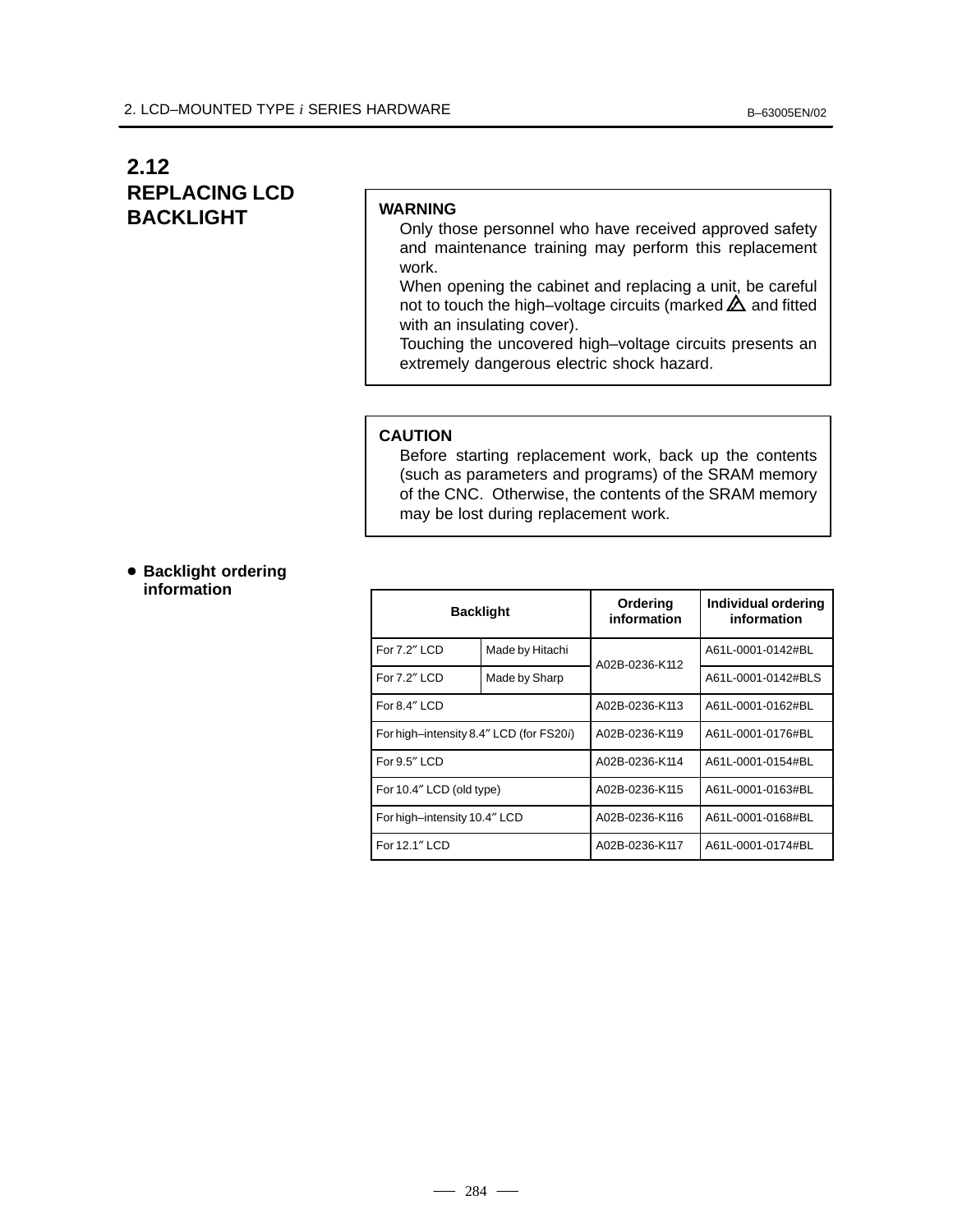## 2.12 REPLACING LCD BACKLIGHT

**WARNING**

Only those personnel who have received approved safety and maintenance training may perform this replacement work.

When opening the cabinet and replacing a unit, be careful not to touch the high–voltage circuits (marked ⚠ and fitted with an insulating cover).

Touching the uncovered high–voltage circuits presents an extremely dangerous electric shock hazard.

**CAUTION**

Before starting replacement work, back up the contents (such as parameters and programs) of the SRAM memory of the CNC. Otherwise, the contents of the SRAM memory may be lost during replacement work.

- **Backlight ordering information**

| Backlight | | Ordering information | Individual ordering information |
|---|---|---|---|
| For 7.2″ LCD | Made by Hitachi | A02B-0236-K112 | A61L-0001-0142#BL |
| For 7.2″ LCD | Made by Sharp | | A61L-0001-0142#BLS |
| For 8.4″ LCD | | A02B-0236-K113 | A61L-0001-0162#BL |
| For high–intensity 8.4″ LCD (for FS20*i*) | | A02B-0236-K119 | A61L-0001-0176#BL |
| For 9.5″ LCD | | A02B-0236-K114 | A61L-0001-0154#BL |
| For 10.4″ LCD (old type) | | A02B-0236-K115 | A61L-0001-0163#BL |
| For high–intensity 10.4″ LCD | | A02B-0236-K116 | A61L-0001-0168#BL |
| For 12.1″ LCD | | A02B-0236-K117 | A61L-0001-0174#BL |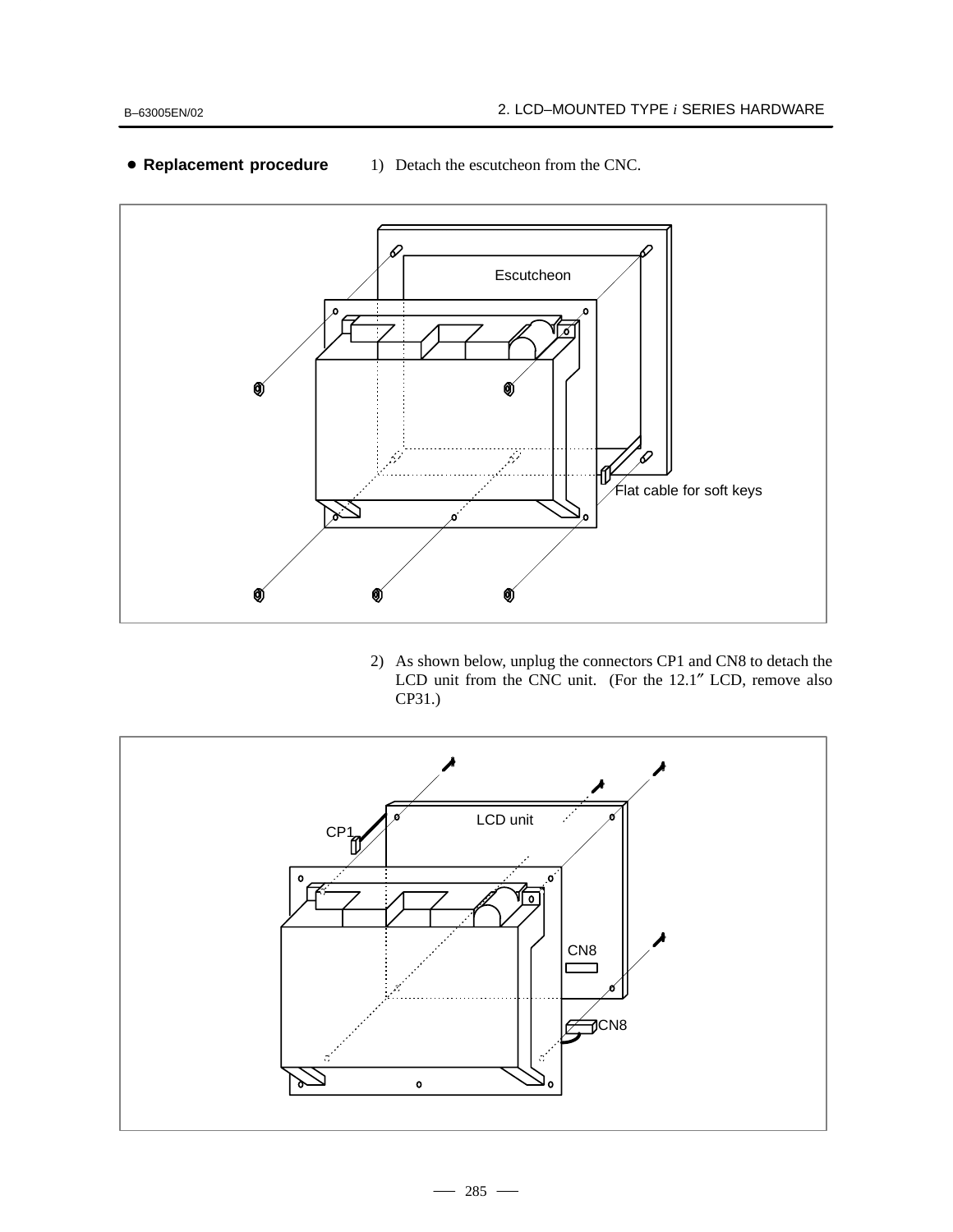- **Replacement procedure**

1) Detach the escutcheon from the CNC.

Escutcheon

Flat cable for soft keys

2) As shown below, unplug the connectors CP1 and CN8 to detach the LCD unit from the CNC unit. (For the 12.1″ LCD, remove also CP31.)

LCD unit

CP1

CN8

CN8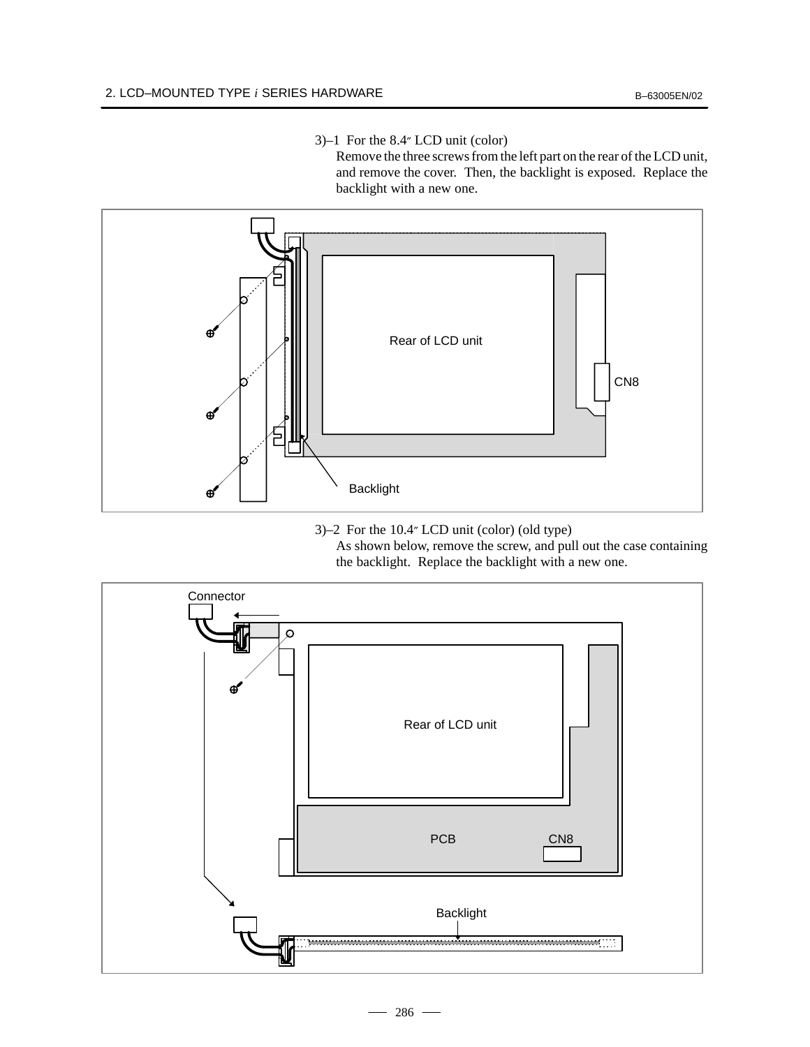3)–1 For the 8.4″ LCD unit (color)

Remove the three screws from the left part on the rear of the LCD unit, and remove the cover. Then, the backlight is exposed. Replace the backlight with a new one.

Rear of LCD unit

CN8

Backlight

3)–2 For the 10.4″ LCD unit (color) (old type)

As shown below, remove the screw, and pull out the case containing the backlight. Replace the backlight with a new one.

Connector

Rear of LCD unit

PCB

CN8

Backlight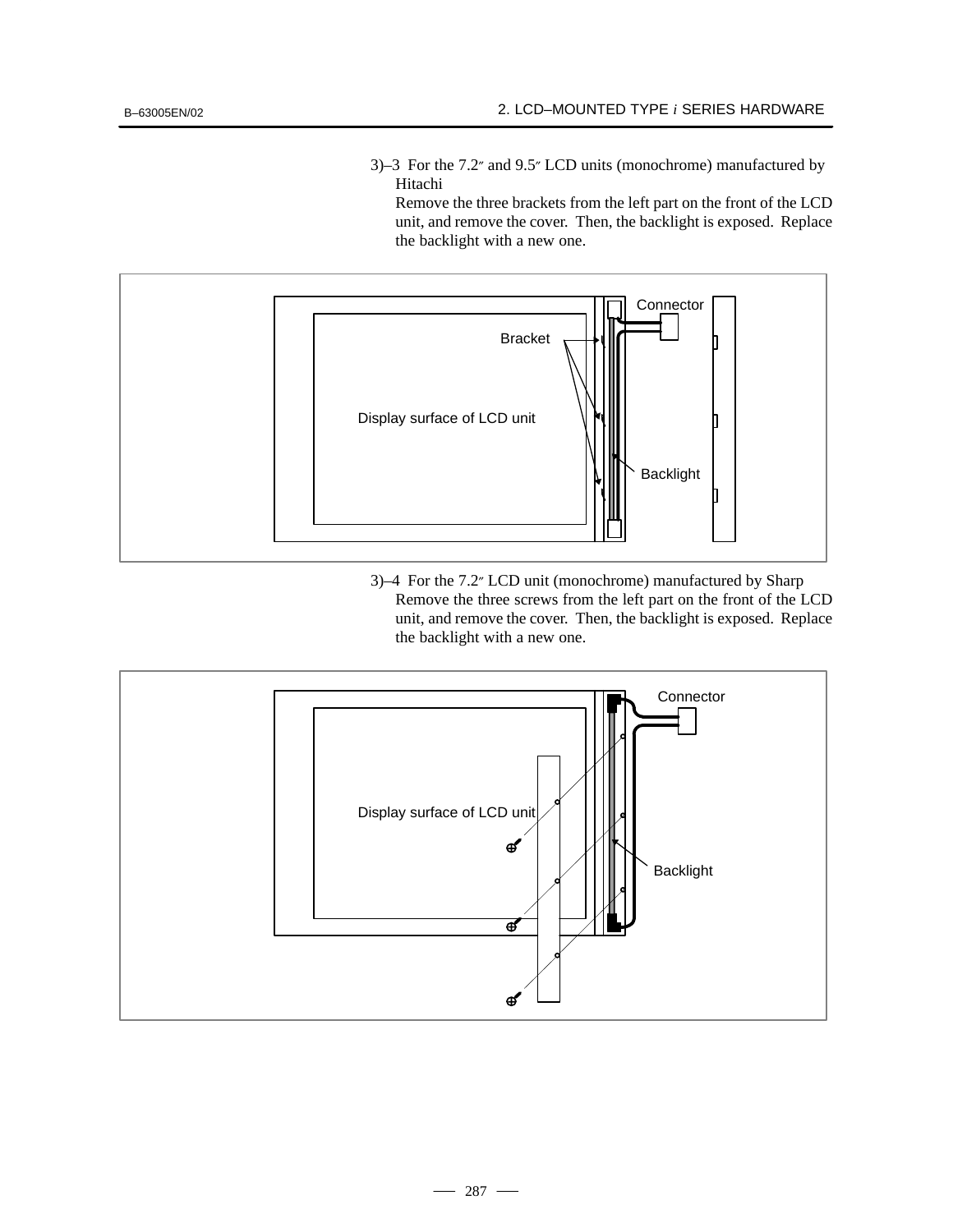3)–3 For the 7.2″ and 9.5″ LCD units (monochrome) manufactured by Hitachi
Remove the three brackets from the left part on the front of the LCD unit, and remove the cover. Then, the backlight is exposed. Replace the backlight with a new one.

Connector

Bracket

Display surface of LCD unit

Backlight

3)–4 For the 7.2″ LCD unit (monochrome) manufactured by Sharp
Remove the three screws from the left part on the front of the LCD unit, and remove the cover. Then, the backlight is exposed. Replace the backlight with a new one.

Connector

Display surface of LCD unit

Backlight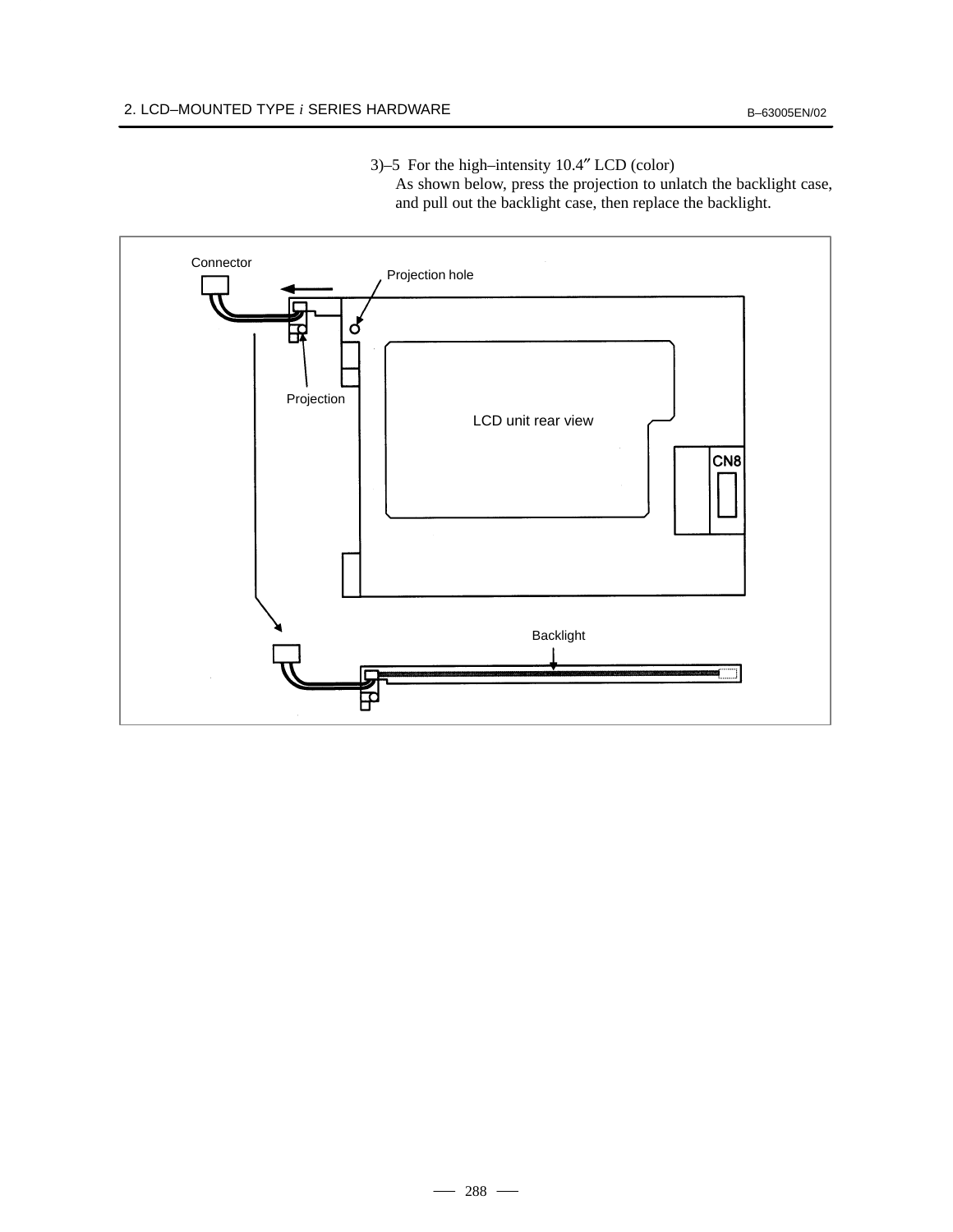3)–5 For the high–intensity 10.4″ LCD (color)
As shown below, press the projection to unlatch the backlight case, and pull out the backlight case, then replace the backlight.

Connector

Projection hole

Projection

LCD unit rear view

CN8

Backlight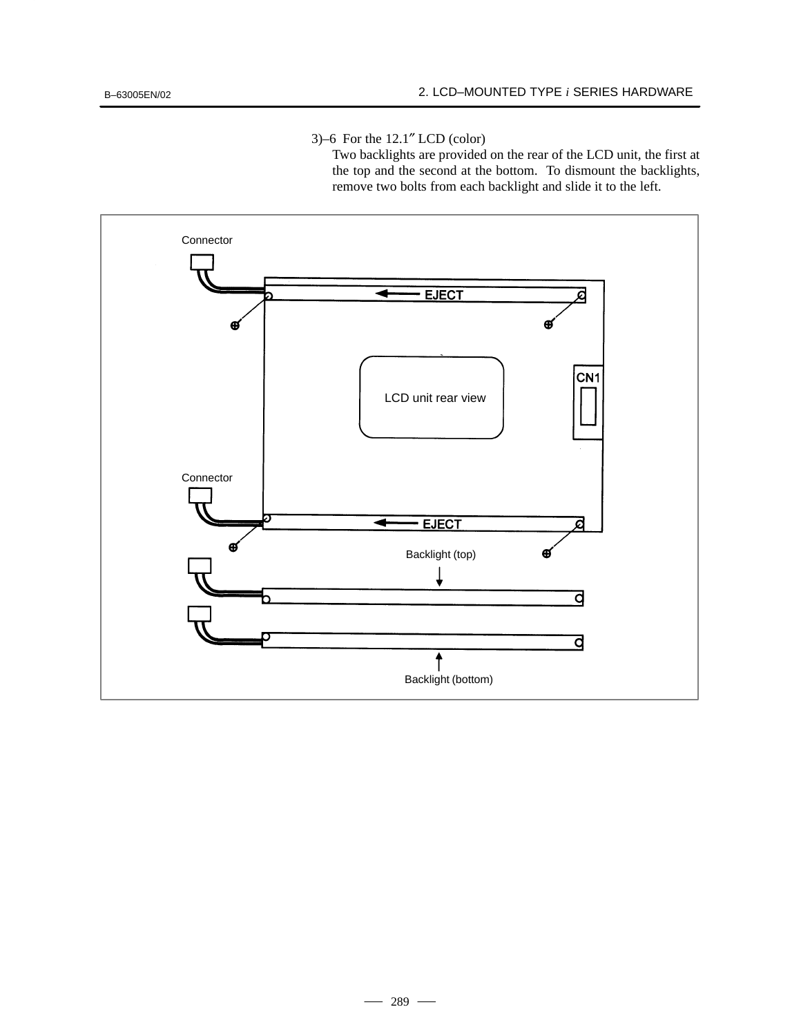3)–6 For the 12.1″ LCD (color)

Two backlights are provided on the rear of the LCD unit, the first at the top and the second at the bottom. To dismount the backlights, remove two bolts from each backlight and slide it to the left.

Connector

EJECT

CN1

LCD unit rear view

Connector

EJECT

Backlight (top)

Backlight (bottom)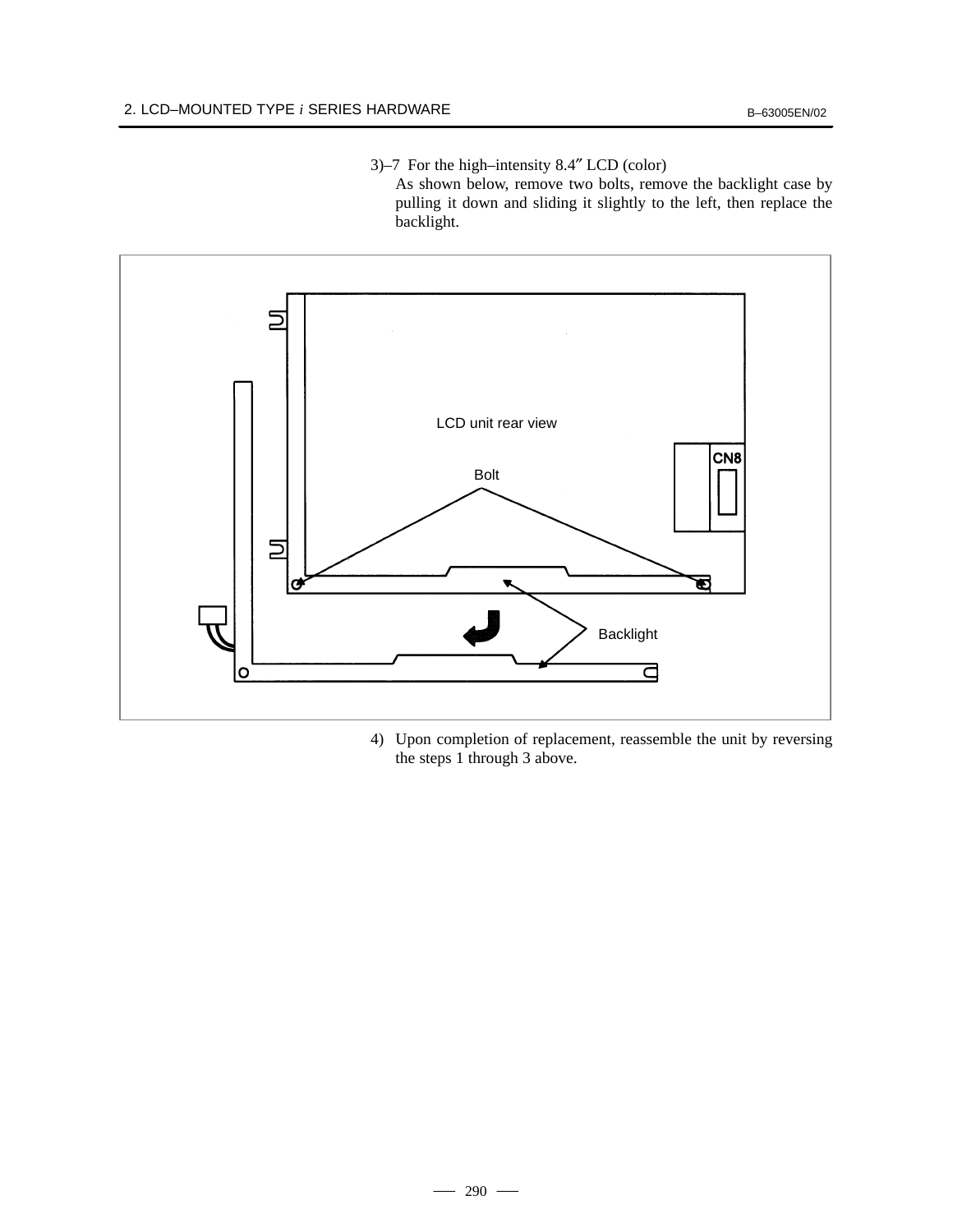3)–7 For the high–intensity 8.4″ LCD (color)

As shown below, remove two bolts, remove the backlight case by pulling it down and sliding it slightly to the left, then replace the backlight.

LCD unit rear view

CN8

Bolt

Backlight

4) Upon completion of replacement, reassemble the unit by reversing the steps 1 through 3 above.